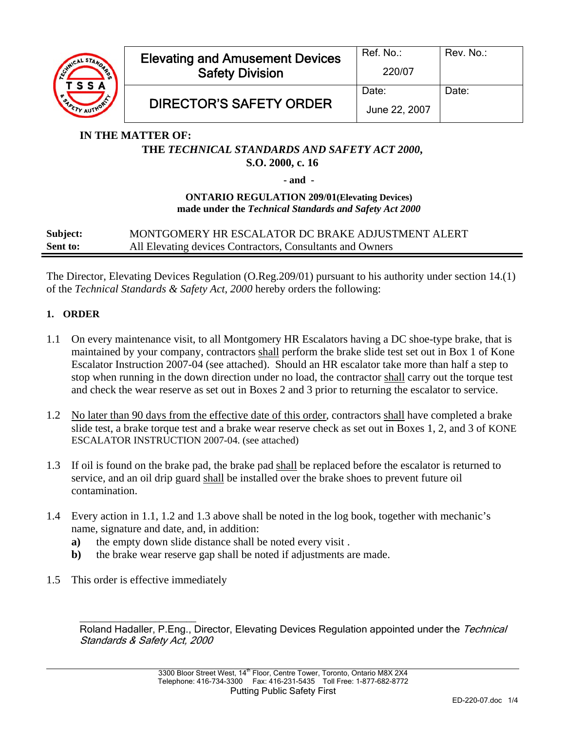| Elevating and Amusement Devices Safety Division | Ref. No.: 220/07 | Rev. No.: |
| --- | --- | --- |
| DIRECTOR'S SAFETY ORDER | Date: June 22, 2007 | Date: |

**IN THE MATTER OF:**

**THE *TECHNICAL STANDARDS AND SAFETY ACT 2000*, S.O. 2000, c. 16**

**- and -**

**ONTARIO REGULATION 209/01(Elevating Devices) made under the *Technical Standards and Safety Act 2000***

**Subject:** MONTGOMERY HR ESCALATOR DC BRAKE ADJUSTMENT ALERT
**Sent to:** All Elevating devices Contractors, Consultants and Owners

The Director, Elevating Devices Regulation (O.Reg.209/01) pursuant to his authority under section 14.(1) of the *Technical Standards & Safety Act, 2000* hereby orders the following:

## 1. ORDER

1.1 On every maintenance visit, to all Montgomery HR Escalators having a DC shoe-type brake, that is maintained by your company, contractors shall perform the brake slide test set out in Box 1 of Kone Escalator Instruction 2007-04 (see attached). Should an HR escalator take more than half a step to stop when running in the down direction under no load, the contractor shall carry out the torque test and check the wear reserve as set out in Boxes 2 and 3 prior to returning the escalator to service.

1.2 No later than 90 days from the effective date of this order, contractors shall have completed a brake slide test, a brake torque test and a brake wear reserve check as set out in Boxes 1, 2, and 3 of KONE ESCALATOR INSTRUCTION 2007-04. (see attached)

1.3 If oil is found on the brake pad, the brake pad shall be replaced before the escalator is returned to service, and an oil drip guard shall be installed over the brake shoes to prevent future oil contamination.

1.4 Every action in 1.1, 1.2 and 1.3 above shall be noted in the log book, together with mechanic's name, signature and date, and, in addition:

- **a)** the empty down slide distance shall be noted every visit .
- **b)** the brake wear reserve gap shall be noted if adjustments are made.

1.5 This order is effective immediately

\_\_\_\_\_\_\_\_\_\_\_\_\_\_\_\_\_\_\_\_\_\_\_\_

Roland Hadaller, P.Eng., Director, Elevating Devices Regulation appointed under the *Technical Standards & Safety Act, 2000*

3300 Bloor Street West, 14th Floor, Centre Tower, Toronto, Ontario M8X 2X4
Telephone: 416-734-3300 Fax: 416-231-5435 Toll Free: 1-877-682-8772
Putting Public Safety First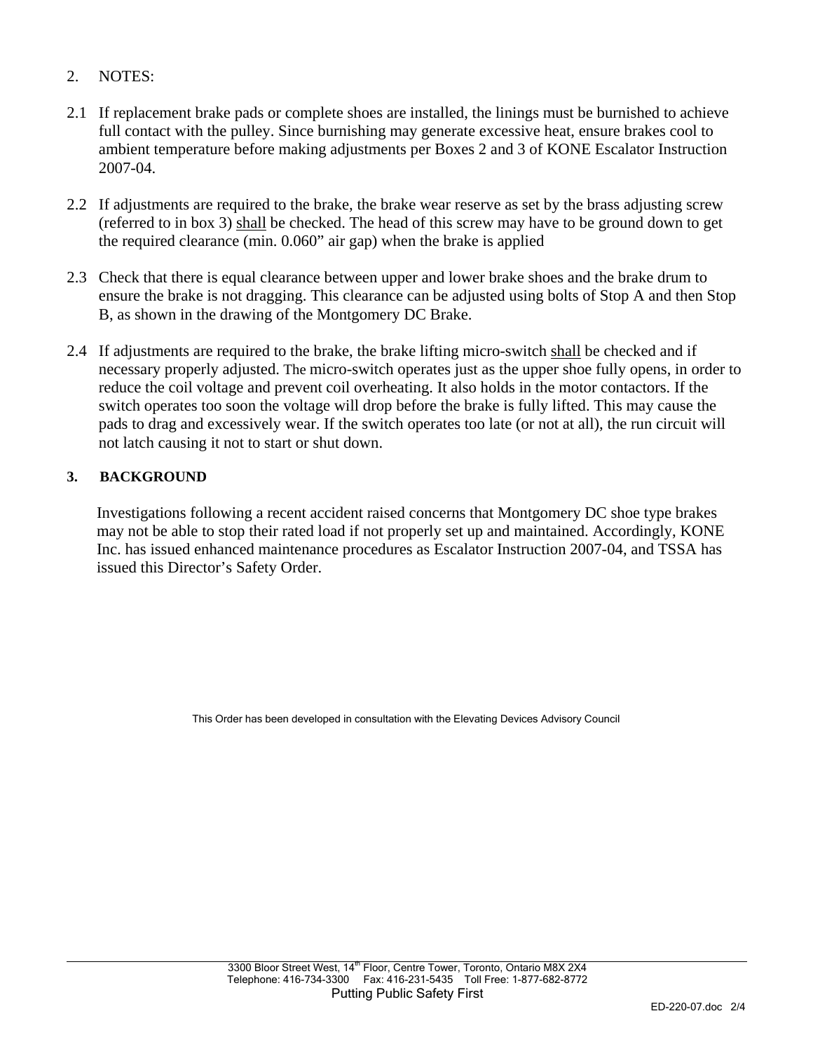## 2. NOTES:

2.1 If replacement brake pads or complete shoes are installed, the linings must be burnished to achieve full contact with the pulley. Since burnishing may generate excessive heat, ensure brakes cool to ambient temperature before making adjustments per Boxes 2 and 3 of KONE Escalator Instruction 2007-04.

2.2 If adjustments are required to the brake, the brake wear reserve as set by the brass adjusting screw (referred to in box 3) <u>shall</u> be checked. The head of this screw may have to be ground down to get the required clearance (min. 0.060" air gap) when the brake is applied

2.3 Check that there is equal clearance between upper and lower brake shoes and the brake drum to ensure the brake is not dragging. This clearance can be adjusted using bolts of Stop A and then Stop B, as shown in the drawing of the Montgomery DC Brake.

2.4 If adjustments are required to the brake, the brake lifting micro-switch <u>shall</u> be checked and if necessary properly adjusted. The micro-switch operates just as the upper shoe fully opens, in order to reduce the coil voltage and prevent coil overheating. It also holds in the motor contactors. If the switch operates too soon the voltage will drop before the brake is fully lifted. This may cause the pads to drag and excessively wear. If the switch operates too late (or not at all), the run circuit will not latch causing it not to start or shut down.

## 3. BACKGROUND

Investigations following a recent accident raised concerns that Montgomery DC shoe type brakes may not be able to stop their rated load if not properly set up and maintained. Accordingly, KONE Inc. has issued enhanced maintenance procedures as Escalator Instruction 2007-04, and TSSA has issued this Director's Safety Order.

This Order has been developed in consultation with the Elevating Devices Advisory Council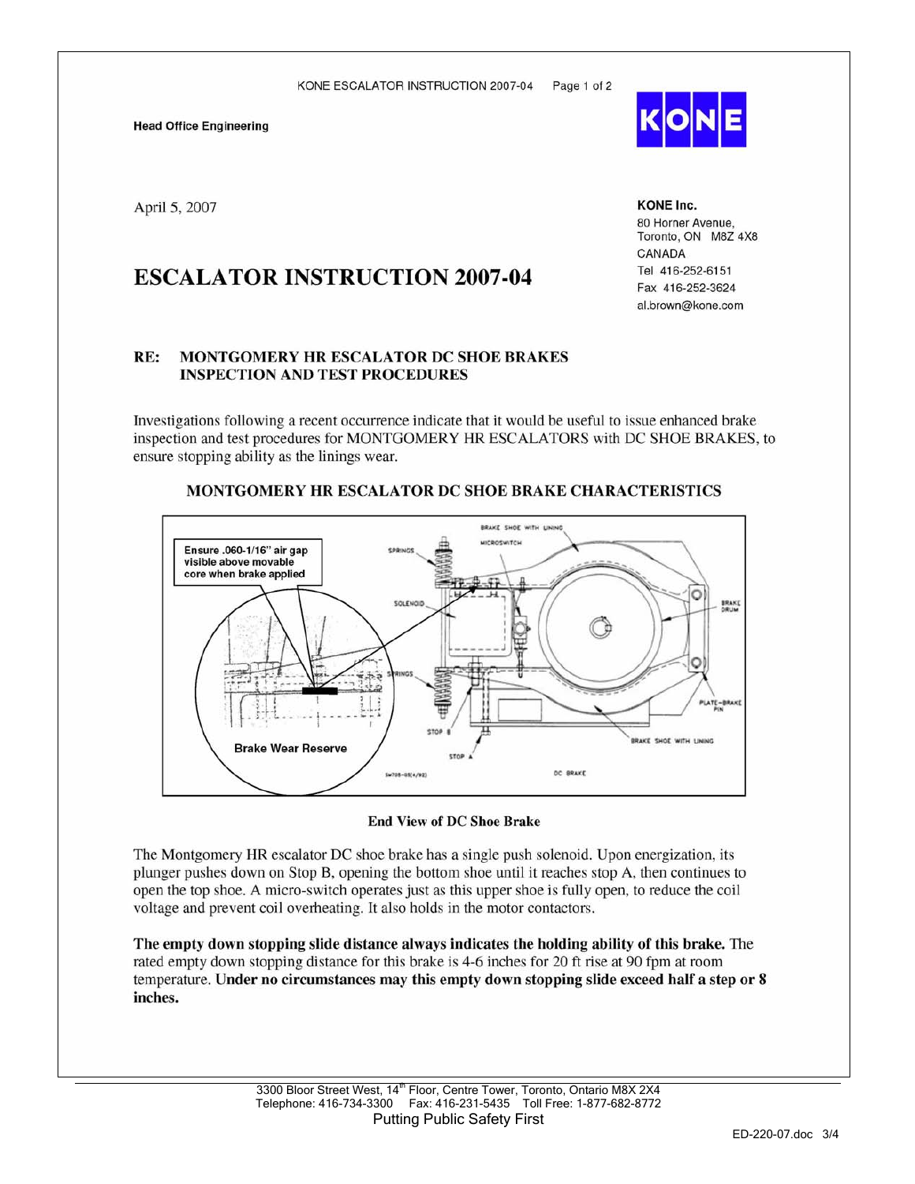**Head Office Engineering**

April 5, 2007

**KONE Inc.**
80 Horner Avenue,
Toronto, ON M8Z 4X8
CANADA
Tel 416-252-6151
Fax 416-252-3624
al.brown@kone.com

# ESCALATOR INSTRUCTION 2007-04

**RE: MONTGOMERY HR ESCALATOR DC SHOE BRAKES INSPECTION AND TEST PROCEDURES**

Investigations following a recent occurrence indicate that it would be useful to issue enhanced brake inspection and test procedures for MONTGOMERY HR ESCALATORS with DC SHOE BRAKES, to ensure stopping ability as the linings wear.

## MONTGOMERY HR ESCALATOR DC SHOE BRAKE CHARACTERISTICS

Ensure .060-1/16" air gap visible above movable core when brake applied

Brake Wear Reserve

**End View of DC Shoe Brake**

The Montgomery HR escalator DC shoe brake has a single push solenoid. Upon energization, its plunger pushes down on Stop B, opening the bottom shoe until it reaches stop A, then continues to open the top shoe. A micro-switch operates just as this upper shoe is fully open, to reduce the coil voltage and prevent coil overheating. It also holds in the motor contactors.

**The empty down stopping slide distance always indicates the holding ability of this brake.** The rated empty down stopping distance for this brake is 4-6 inches for 20 ft rise at 90 fpm at room temperature. **Under no circumstances may this empty down stopping slide exceed half a step or 8 inches.**

3300 Bloor Street West, 14th Floor, Centre Tower, Toronto, Ontario M8X 2X4
Telephone: 416-734-3300 Fax: 416-231-5435 Toll Free: 1-877-682-8772
Putting Public Safety First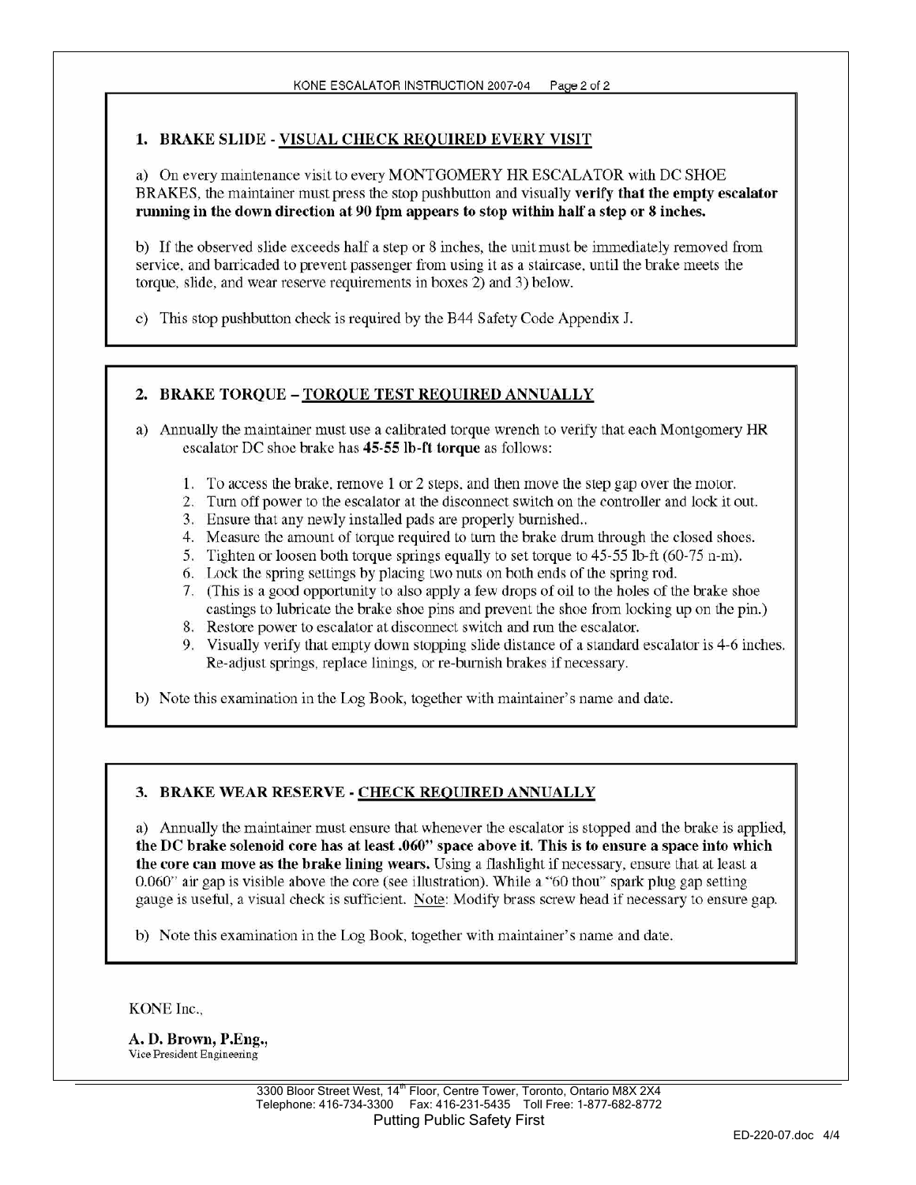## 1. BRAKE SLIDE - VISUAL CHECK REQUIRED EVERY VISIT

a) On every maintenance visit to every MONTGOMERY HR ESCALATOR with DC SHOE BRAKES, the maintainer must press the stop pushbutton and visually **verify that the empty escalator running in the down direction at 90 fpm appears to stop within half a step or 8 inches.**

b) If the observed slide exceeds half a step or 8 inches, the unit must be immediately removed from service, and barricaded to prevent passenger from using it as a staircase, until the brake meets the torque, slide, and wear reserve requirements in boxes 2) and 3) below.

c) This stop pushbutton check is required by the B44 Safety Code Appendix J.

## 2. BRAKE TORQUE – TORQUE TEST REQUIRED ANNUALLY

a) Annually the maintainer must use a calibrated torque wrench to verify that each Montgomery HR escalator DC shoe brake has **45-55 lb-ft torque** as follows:

1. To access the brake, remove 1 or 2 steps, and then move the step gap over the motor.
2. Turn off power to the escalator at the disconnect switch on the controller and lock it out.
3. Ensure that any newly installed pads are properly burnished..
4. Measure the amount of torque required to turn the brake drum through the closed shoes.
5. Tighten or loosen both torque springs equally to set torque to 45-55 lb-ft (60-75 n-m).
6. Lock the spring settings by placing two nuts on both ends of the spring rod.
7. (This is a good opportunity to also apply a few drops of oil to the holes of the brake shoe castings to lubricate the brake shoe pins and prevent the shoe from locking up on the pin.)
8. Restore power to escalator at disconnect switch and run the escalator.
9. Visually verify that empty down stopping slide distance of a standard escalator is 4-6 inches. Re-adjust springs, replace linings, or re-burnish brakes if necessary.

b) Note this examination in the Log Book, together with maintainer's name and date.

## 3. BRAKE WEAR RESERVE - CHECK REQUIRED ANNUALLY

a) Annually the maintainer must ensure that whenever the escalator is stopped and the brake is applied, **the DC brake solenoid core has at least .060" space above it. This is to ensure a space into which the core can move as the brake lining wears.** Using a flashlight if necessary, ensure that at least a 0.060" air gap is visible above the core (see illustration). While a "60 thou" spark plug gap setting gauge is useful, a visual check is sufficient. Note: Modify brass screw head if necessary to ensure gap.

b) Note this examination in the Log Book, together with maintainer's name and date.

KONE Inc.,

**A. D. Brown, P.Eng.,**
Vice President Engineering

3300 Bloor Street West, 14th Floor, Centre Tower, Toronto, Ontario M8X 2X4
Telephone: 416-734-3300 Fax: 416-231-5435 Toll Free: 1-877-682-8772
Putting Public Safety First